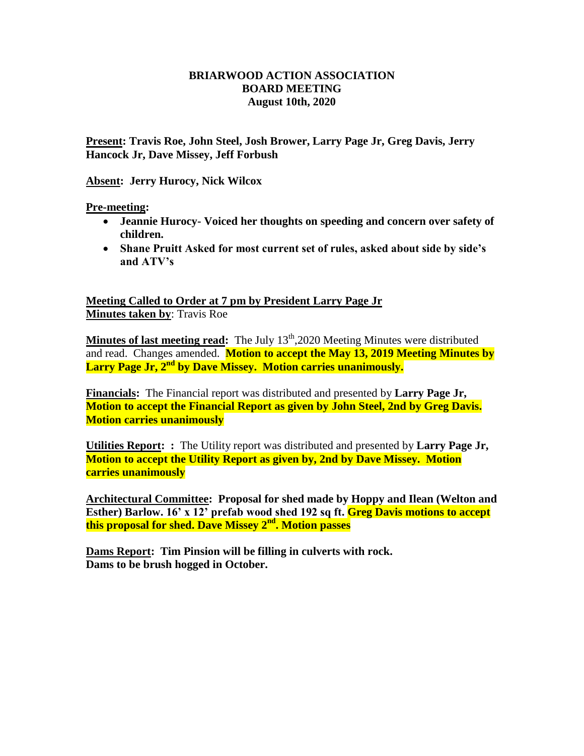**BRIARWOOD ACTION ASSOCIATION**
**BOARD MEETING**
**August 10th, 2020**

**Present: Travis Roe, John Steel, Josh Brower, Larry Page Jr, Greg Davis, Jerry Hancock Jr, Dave Missey, Jeff Forbush**

**Absent: Jerry Hurocy, Nick Wilcox**

**Pre-meeting:**

- **Jeannie Hurocy- Voiced her thoughts on speeding and concern over safety of children.**
- **Shane Pruitt Asked for most current set of rules, asked about side by side's and ATV's**

**Meeting Called to Order at 7 pm by President Larry Page Jr**
**Minutes taken by**: Travis Roe

**Minutes of last meeting read:** The July 13th,2020 Meeting Minutes were distributed and read. Changes amended. **Motion to accept the May 13, 2019 Meeting Minutes by Larry Page Jr, 2nd by Dave Missey. Motion carries unanimously.**

**Financials:** The Financial report was distributed and presented by **Larry Page Jr, Motion to accept the Financial Report as given by John Steel, 2nd by Greg Davis. Motion carries unanimously**

**Utilities Report: :** The Utility report was distributed and presented by **Larry Page Jr, Motion to accept the Utility Report as given by, 2nd by Dave Missey. Motion carries unanimously**

**Architectural Committee: Proposal for shed made by Hoppy and Ilean (Welton and Esther) Barlow. 16' x 12' prefab wood shed 192 sq ft. Greg Davis motions to accept this proposal for shed. Dave Missey 2nd. Motion passes**

**Dams Report: Tim Pinsion will be filling in culverts with rock.**
**Dams to be brush hogged in October.**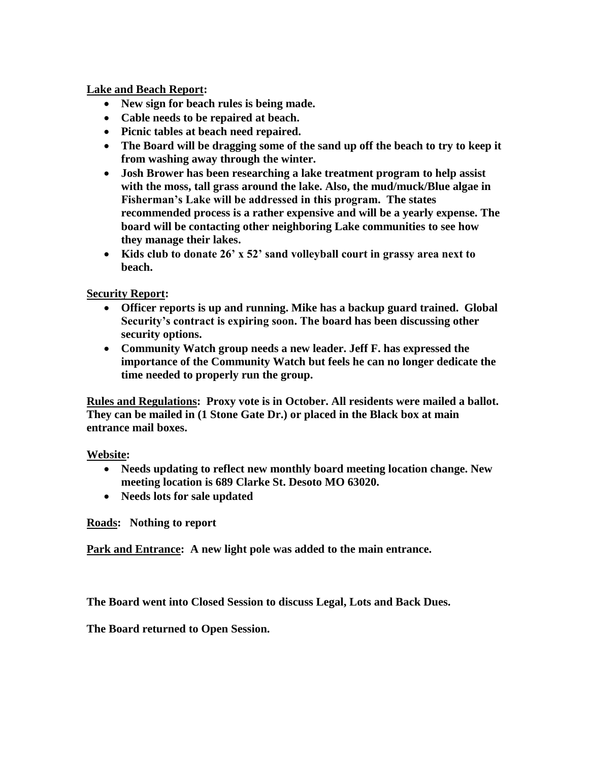**Lake and Beach Report:**

- **New sign for beach rules is being made.**
- **Cable needs to be repaired at beach.**
- **Picnic tables at beach need repaired.**
- **The Board will be dragging some of the sand up off the beach to try to keep it from washing away through the winter.**
- **Josh Brower has been researching a lake treatment program to help assist with the moss, tall grass around the lake. Also, the mud/muck/Blue algae in Fisherman's Lake will be addressed in this program. The states recommended process is a rather expensive and will be a yearly expense. The board will be contacting other neighboring Lake communities to see how they manage their lakes.**
- **Kids club to donate 26' x 52' sand volleyball court in grassy area next to beach.**

**Security Report:**

- **Officer reports is up and running. Mike has a backup guard trained. Global Security's contract is expiring soon. The board has been discussing other security options.**
- **Community Watch group needs a new leader. Jeff F. has expressed the importance of the Community Watch but feels he can no longer dedicate the time needed to properly run the group.**

**Rules and Regulations: Proxy vote is in October. All residents were mailed a ballot. They can be mailed in (1 Stone Gate Dr.) or placed in the Black box at main entrance mail boxes.**

**Website:**

- **Needs updating to reflect new monthly board meeting location change. New meeting location is 689 Clarke St. Desoto MO 63020.**
- **Needs lots for sale updated**

**Roads: Nothing to report**

**Park and Entrance: A new light pole was added to the main entrance.**

**The Board went into Closed Session to discuss Legal, Lots and Back Dues.**

**The Board returned to Open Session.**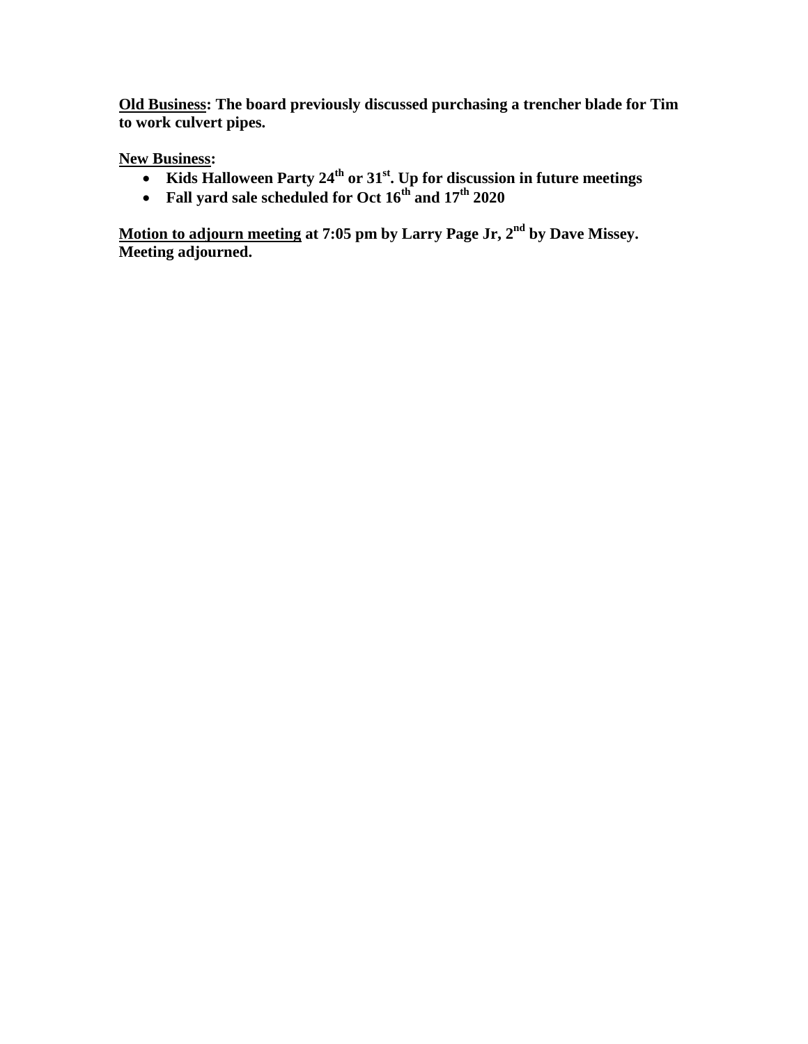**Old Business: The board previously discussed purchasing a trencher blade for Tim to work culvert pipes.**

**New Business:**

- **Kids Halloween Party 24th or 31st. Up for discussion in future meetings**
- **Fall yard sale scheduled for Oct 16th and 17th 2020**

**Motion to adjourn meeting at 7:05 pm by Larry Page Jr, 2nd by Dave Missey. Meeting adjourned.**